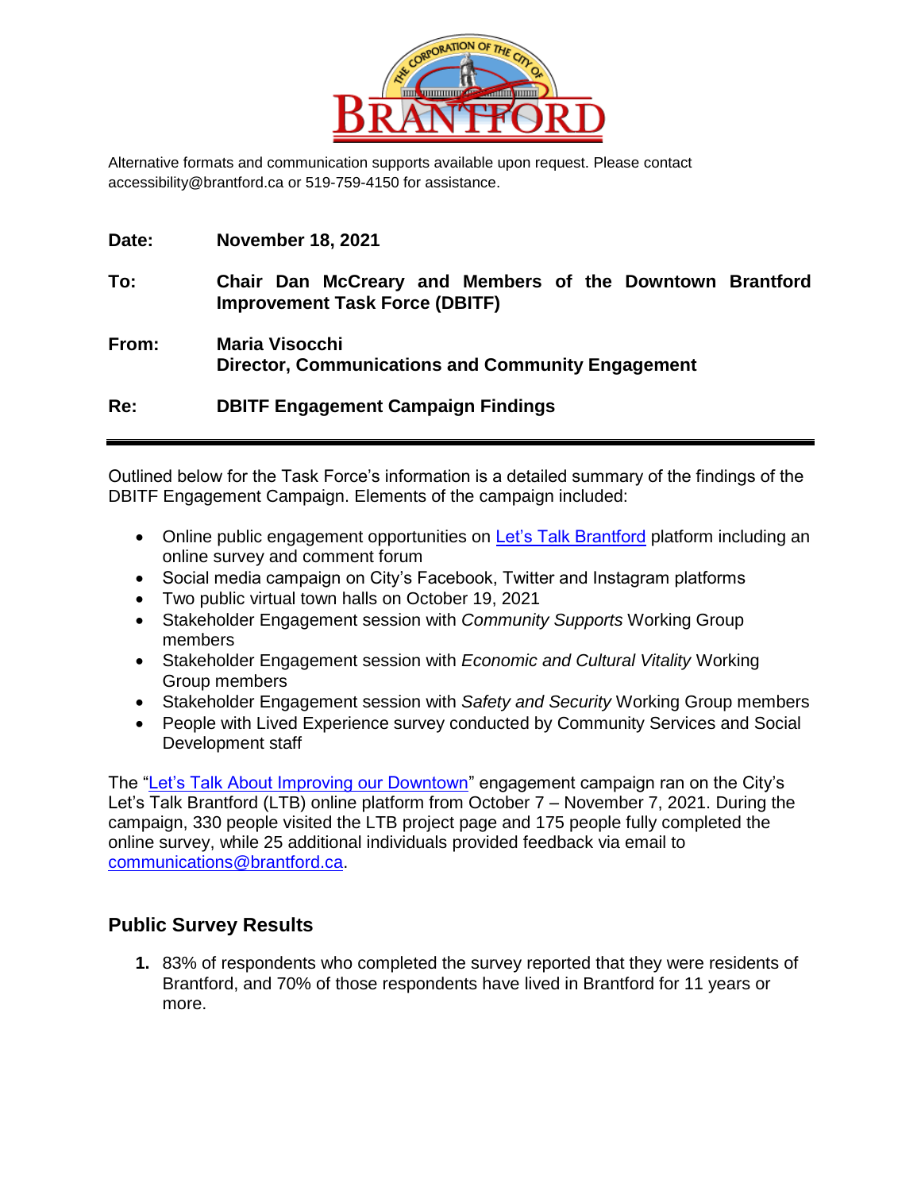Alternative formats and communication supports available upon request. Please contact accessibility@brantford.ca or 519-759-4150 for assistance.

**Date:** **November 18, 2021**

**To:** **Chair Dan McCreary and Members of the Downtown Brantford Improvement Task Force (DBITF)**

**From:** **Maria Visocchi**
**Director, Communications and Community Engagement**

**Re:** **DBITF Engagement Campaign Findings**

---

Outlined below for the Task Force's information is a detailed summary of the findings of the DBITF Engagement Campaign. Elements of the campaign included:

- Online public engagement opportunities on Let's Talk Brantford platform including an online survey and comment forum
- Social media campaign on City's Facebook, Twitter and Instagram platforms
- Two public virtual town halls on October 19, 2021
- Stakeholder Engagement session with *Community Supports* Working Group members
- Stakeholder Engagement session with *Economic and Cultural Vitality* Working Group members
- Stakeholder Engagement session with *Safety and Security* Working Group members
- People with Lived Experience survey conducted by Community Services and Social Development staff

The "Let's Talk About Improving our Downtown" engagement campaign ran on the City's Let's Talk Brantford (LTB) online platform from October 7 – November 7, 2021. During the campaign, 330 people visited the LTB project page and 175 people fully completed the online survey, while 25 additional individuals provided feedback via email to communications@brantford.ca.

## Public Survey Results

1. 83% of respondents who completed the survey reported that they were residents of Brantford, and 70% of those respondents have lived in Brantford for 11 years or more.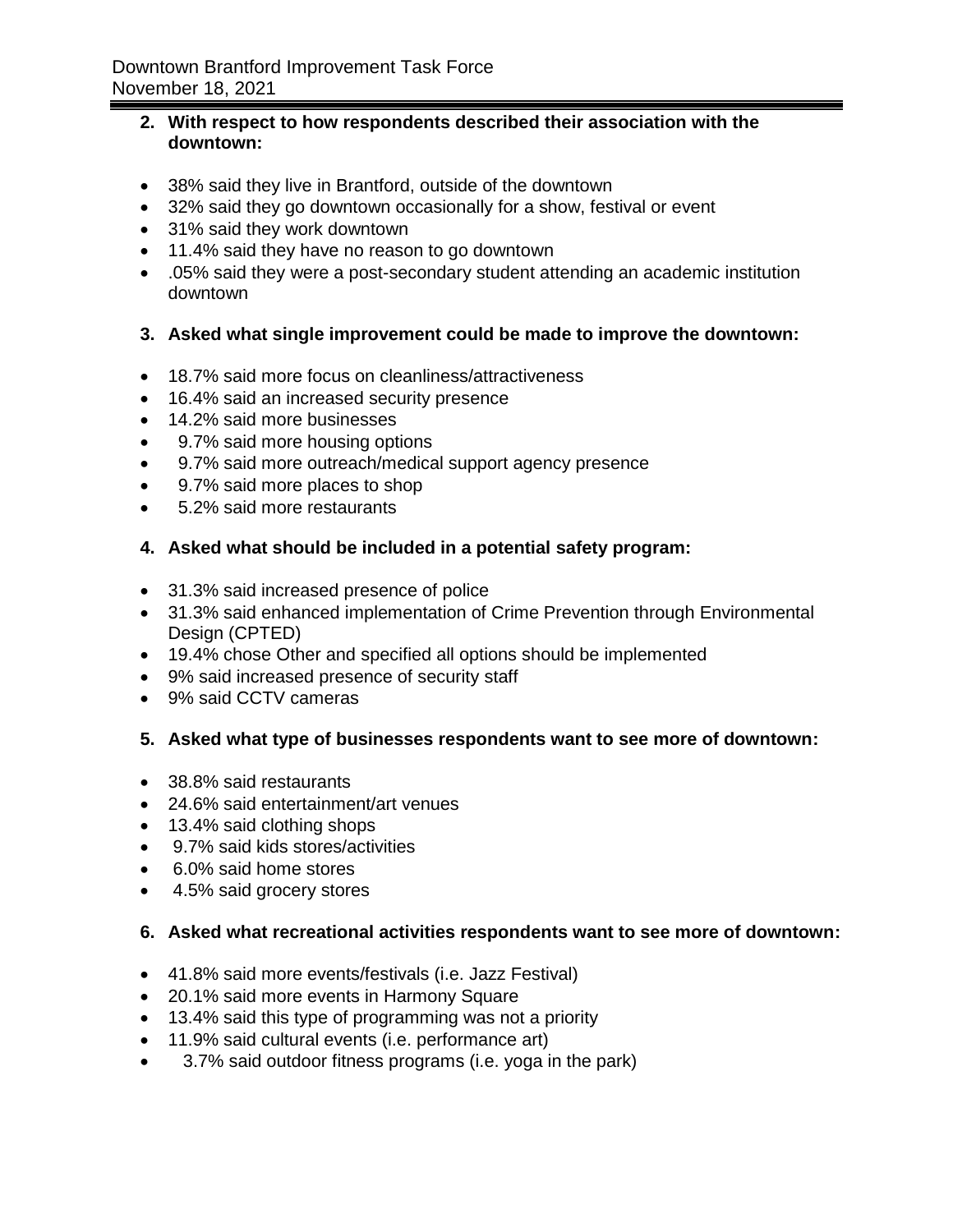2. **With respect to how respondents described their association with the downtown:**

- 38% said they live in Brantford, outside of the downtown
- 32% said they go downtown occasionally for a show, festival or event
- 31% said they work downtown
- 11.4% said they have no reason to go downtown
- .05% said they were a post-secondary student attending an academic institution downtown

3. **Asked what single improvement could be made to improve the downtown:**

- 18.7% said more focus on cleanliness/attractiveness
- 16.4% said an increased security presence
- 14.2% said more businesses
- 9.7% said more housing options
- 9.7% said more outreach/medical support agency presence
- 9.7% said more places to shop
- 5.2% said more restaurants

4. **Asked what should be included in a potential safety program:**

- 31.3% said increased presence of police
- 31.3% said enhanced implementation of Crime Prevention through Environmental Design (CPTED)
- 19.4% chose Other and specified all options should be implemented
- 9% said increased presence of security staff
- 9% said CCTV cameras

5. **Asked what type of businesses respondents want to see more of downtown:**

- 38.8% said restaurants
- 24.6% said entertainment/art venues
- 13.4% said clothing shops
- 9.7% said kids stores/activities
- 6.0% said home stores
- 4.5% said grocery stores

6. **Asked what recreational activities respondents want to see more of downtown:**

- 41.8% said more events/festivals (i.e. Jazz Festival)
- 20.1% said more events in Harmony Square
- 13.4% said this type of programming was not a priority
- 11.9% said cultural events (i.e. performance art)
- 3.7% said outdoor fitness programs (i.e. yoga in the park)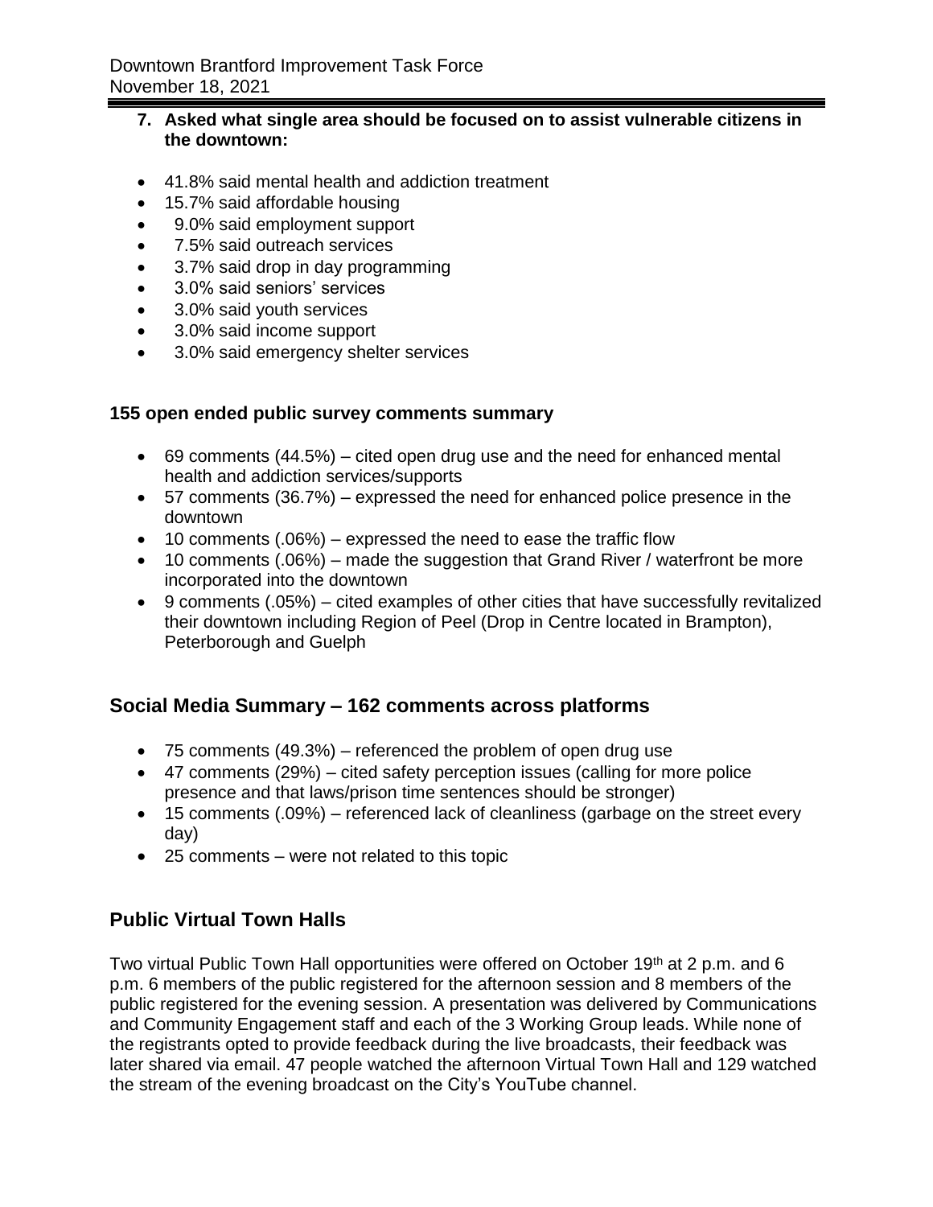**7. Asked what single area should be focused on to assist vulnerable citizens in the downtown:**

- 41.8% said mental health and addiction treatment
- 15.7% said affordable housing
- 9.0% said employment support
- 7.5% said outreach services
- 3.7% said drop in day programming
- 3.0% said seniors' services
- 3.0% said youth services
- 3.0% said income support
- 3.0% said emergency shelter services

**155 open ended public survey comments summary**

- 69 comments (44.5%) – cited open drug use and the need for enhanced mental health and addiction services/supports
- 57 comments (36.7%) – expressed the need for enhanced police presence in the downtown
- 10 comments (.06%) – expressed the need to ease the traffic flow
- 10 comments (.06%) – made the suggestion that Grand River / waterfront be more incorporated into the downtown
- 9 comments (.05%) – cited examples of other cities that have successfully revitalized their downtown including Region of Peel (Drop in Centre located in Brampton), Peterborough and Guelph

## Social Media Summary – 162 comments across platforms

- 75 comments (49.3%) – referenced the problem of open drug use
- 47 comments (29%) – cited safety perception issues (calling for more police presence and that laws/prison time sentences should be stronger)
- 15 comments (.09%) – referenced lack of cleanliness (garbage on the street every day)
- 25 comments – were not related to this topic

## Public Virtual Town Halls

Two virtual Public Town Hall opportunities were offered on October 19th at 2 p.m. and 6 p.m. 6 members of the public registered for the afternoon session and 8 members of the public registered for the evening session. A presentation was delivered by Communications and Community Engagement staff and each of the 3 Working Group leads. While none of the registrants opted to provide feedback during the live broadcasts, their feedback was later shared via email. 47 people watched the afternoon Virtual Town Hall and 129 watched the stream of the evening broadcast on the City's YouTube channel.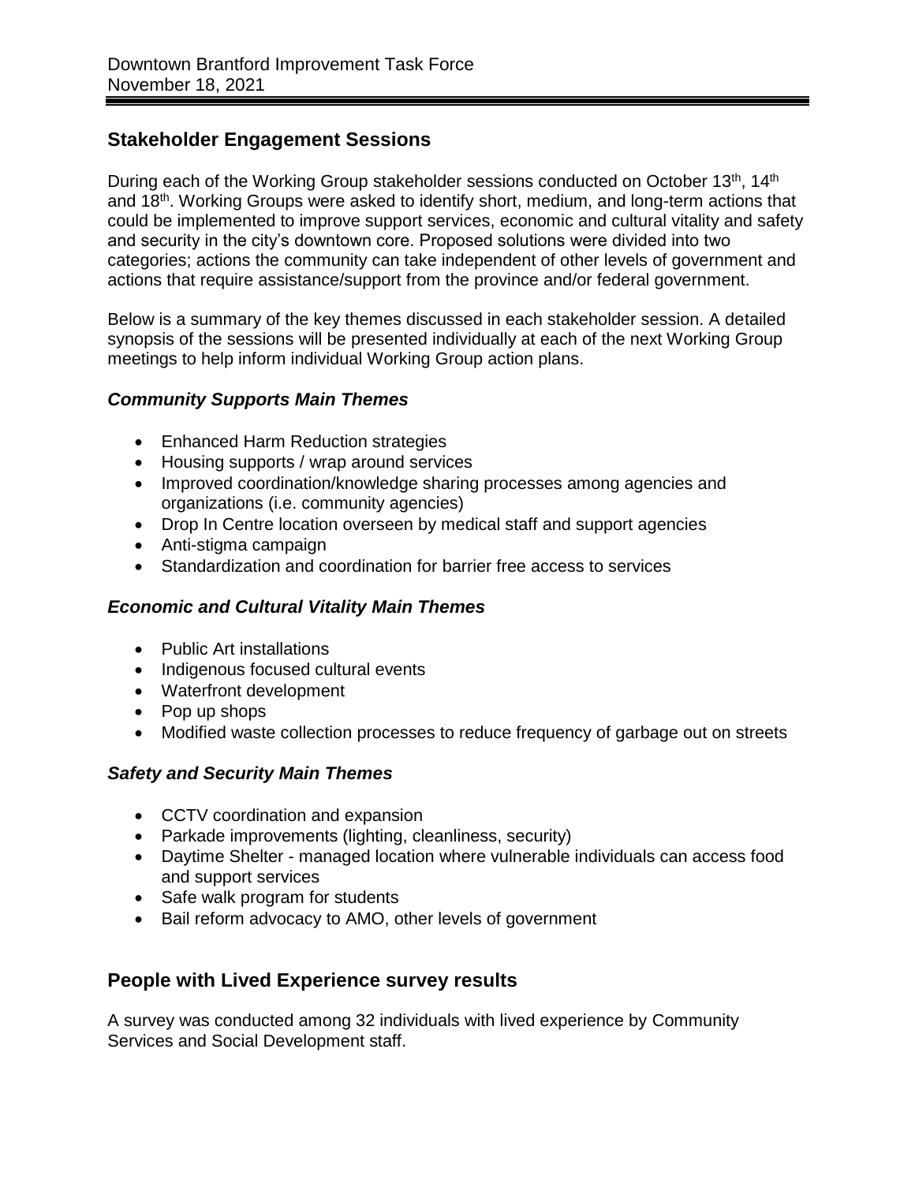## Stakeholder Engagement Sessions

During each of the Working Group stakeholder sessions conducted on October 13th, 14th and 18th. Working Groups were asked to identify short, medium, and long-term actions that could be implemented to improve support services, economic and cultural vitality and safety and security in the city's downtown core. Proposed solutions were divided into two categories; actions the community can take independent of other levels of government and actions that require assistance/support from the province and/or federal government.

Below is a summary of the key themes discussed in each stakeholder session. A detailed synopsis of the sessions will be presented individually at each of the next Working Group meetings to help inform individual Working Group action plans.

### *Community Supports Main Themes*

- Enhanced Harm Reduction strategies
- Housing supports / wrap around services
- Improved coordination/knowledge sharing processes among agencies and organizations (i.e. community agencies)
- Drop In Centre location overseen by medical staff and support agencies
- Anti-stigma campaign
- Standardization and coordination for barrier free access to services

### *Economic and Cultural Vitality Main Themes*

- Public Art installations
- Indigenous focused cultural events
- Waterfront development
- Pop up shops
- Modified waste collection processes to reduce frequency of garbage out on streets

### *Safety and Security Main Themes*

- CCTV coordination and expansion
- Parkade improvements (lighting, cleanliness, security)
- Daytime Shelter - managed location where vulnerable individuals can access food and support services
- Safe walk program for students
- Bail reform advocacy to AMO, other levels of government

## People with Lived Experience survey results

A survey was conducted among 32 individuals with lived experience by Community Services and Social Development staff.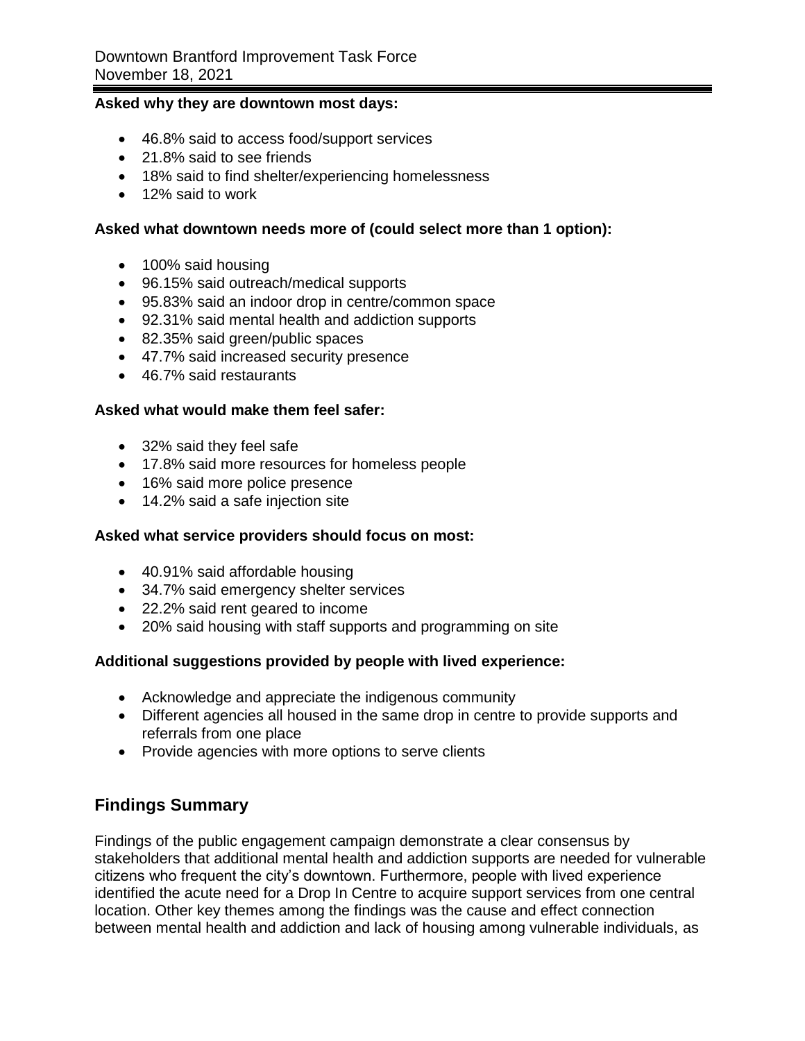**Asked why they are downtown most days:**

- 46.8% said to access food/support services
- 21.8% said to see friends
- 18% said to find shelter/experiencing homelessness
- 12% said to work

**Asked what downtown needs more of (could select more than 1 option):**

- 100% said housing
- 96.15% said outreach/medical supports
- 95.83% said an indoor drop in centre/common space
- 92.31% said mental health and addiction supports
- 82.35% said green/public spaces
- 47.7% said increased security presence
- 46.7% said restaurants

**Asked what would make them feel safer:**

- 32% said they feel safe
- 17.8% said more resources for homeless people
- 16% said more police presence
- 14.2% said a safe injection site

**Asked what service providers should focus on most:**

- 40.91% said affordable housing
- 34.7% said emergency shelter services
- 22.2% said rent geared to income
- 20% said housing with staff supports and programming on site

**Additional suggestions provided by people with lived experience:**

- Acknowledge and appreciate the indigenous community
- Different agencies all housed in the same drop in centre to provide supports and referrals from one place
- Provide agencies with more options to serve clients

## Findings Summary

Findings of the public engagement campaign demonstrate a clear consensus by stakeholders that additional mental health and addiction supports are needed for vulnerable citizens who frequent the city's downtown. Furthermore, people with lived experience identified the acute need for a Drop In Centre to acquire support services from one central location. Other key themes among the findings was the cause and effect connection between mental health and addiction and lack of housing among vulnerable individuals, as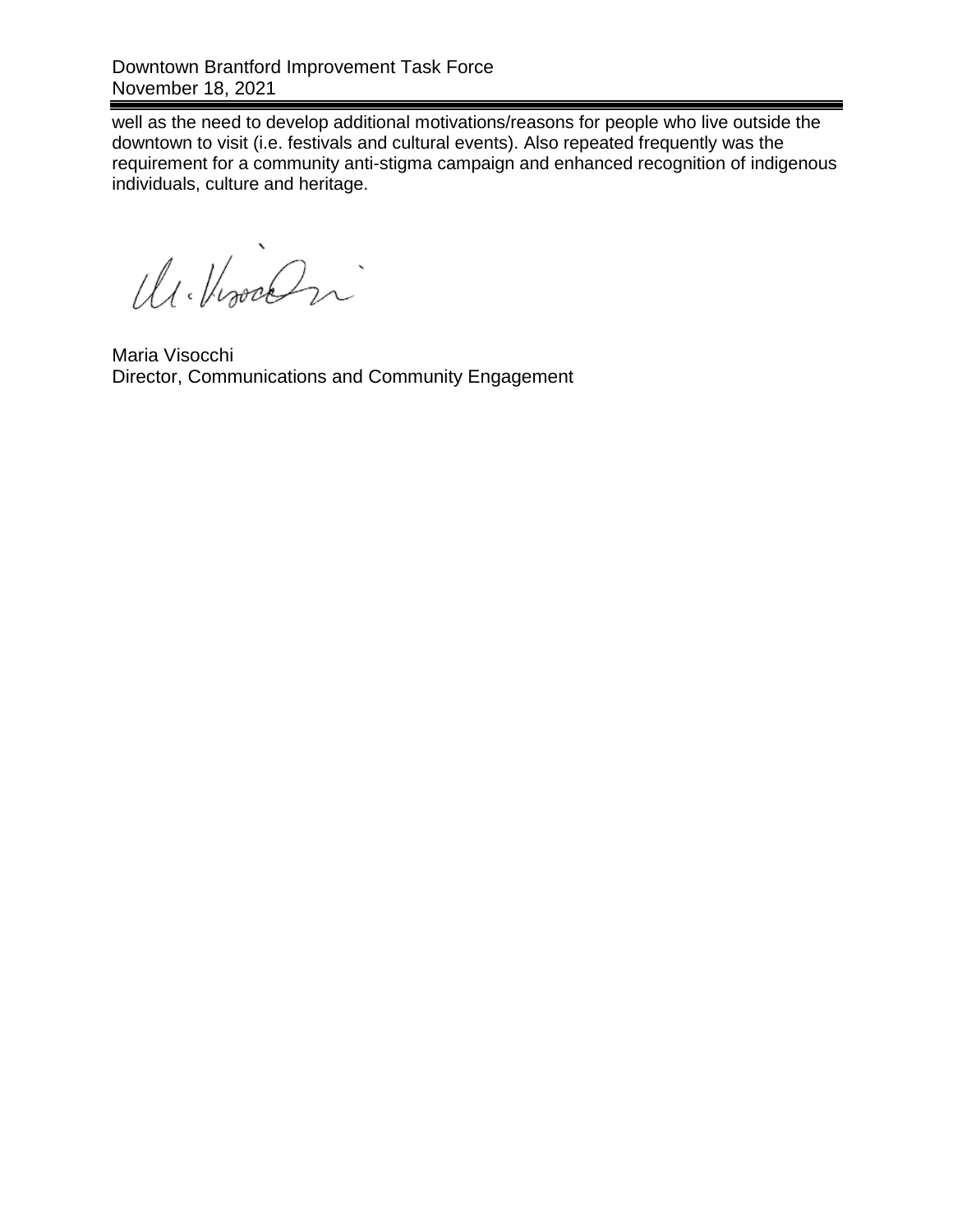well as the need to develop additional motivations/reasons for people who live outside the downtown to visit (i.e. festivals and cultural events). Also repeated frequently was the requirement for a community anti-stigma campaign and enhanced recognition of indigenous individuals, culture and heritage.

Maria Visocchi
Director, Communications and Community Engagement